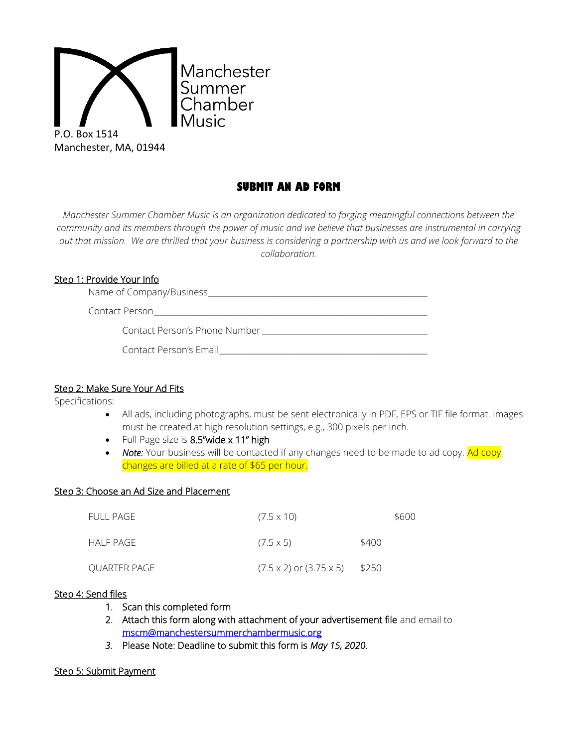Manchester Summer Chamber Music

P.O. Box 1514
Manchester, MA, 01944

# SUBMIT AN AD FORM

*Manchester Summer Chamber Music is an organization dedicated to forging meaningful connections between the community and its members through the power of music and we believe that businesses are instrumental in carrying out that mission. We are thrilled that your business is considering a partnership with us and we look forward to the collaboration.*

## Step 1: Provide Your Info

Name of Company/Business_______________________________________________

Contact Person_____________________________________________________________

Contact Person's Phone Number ____________________________________

Contact Person's Email _____________________________________________

## Step 2: Make Sure Your Ad Fits

Specifications:

- All ads, including photographs, must be sent electronically in PDF, EPS or TIF file format. Images must be created at high resolution settings, e.g., 300 pixels per inch.
- Full Page size is 8.5"wide x 11" high
- *Note:* Your business will be contacted if any changes need to be made to ad copy. Ad copy changes are billed at a rate of $65 per hour.

## Step 3: Choose an Ad Size and Placement

| | | |
|---|---|---|
| FULL PAGE | (7.5 x 10) | $600 |
| HALF PAGE | (7.5 x 5) | $400 |
| QUARTER PAGE | (7.5 x 2) or (3.75 x 5) | $250 |

## Step 4: Send files

1. Scan this completed form
2. Attach this form along with attachment of your advertisement file and email to mscm@manchestersummerchambermusic.org
3. Please Note: Deadline to submit this form is *May 15, 2020*.

## Step 5: Submit Payment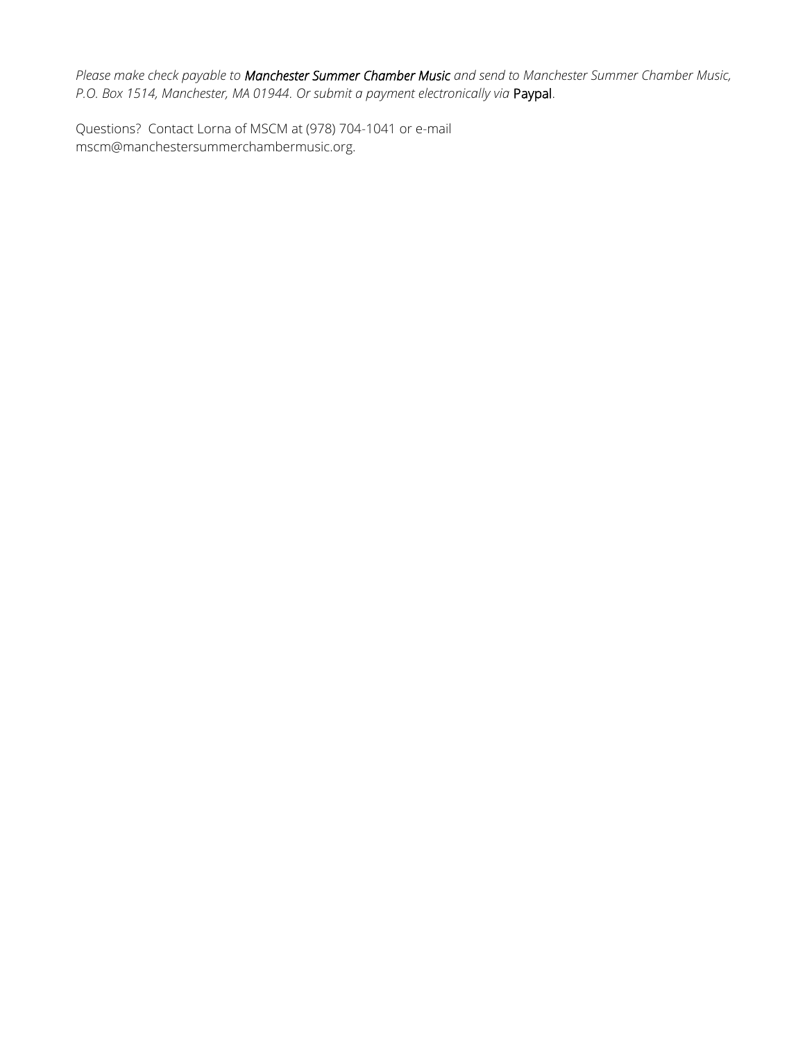*Please make check payable to **Manchester Summer Chamber Music** and send to Manchester Summer Chamber Music, P.O. Box 1514, Manchester, MA 01944. Or submit a payment electronically via* Paypal.

Questions?  Contact Lorna of MSCM at (978) 704-1041 or e-mail mscm@manchestersummerchambermusic.org.